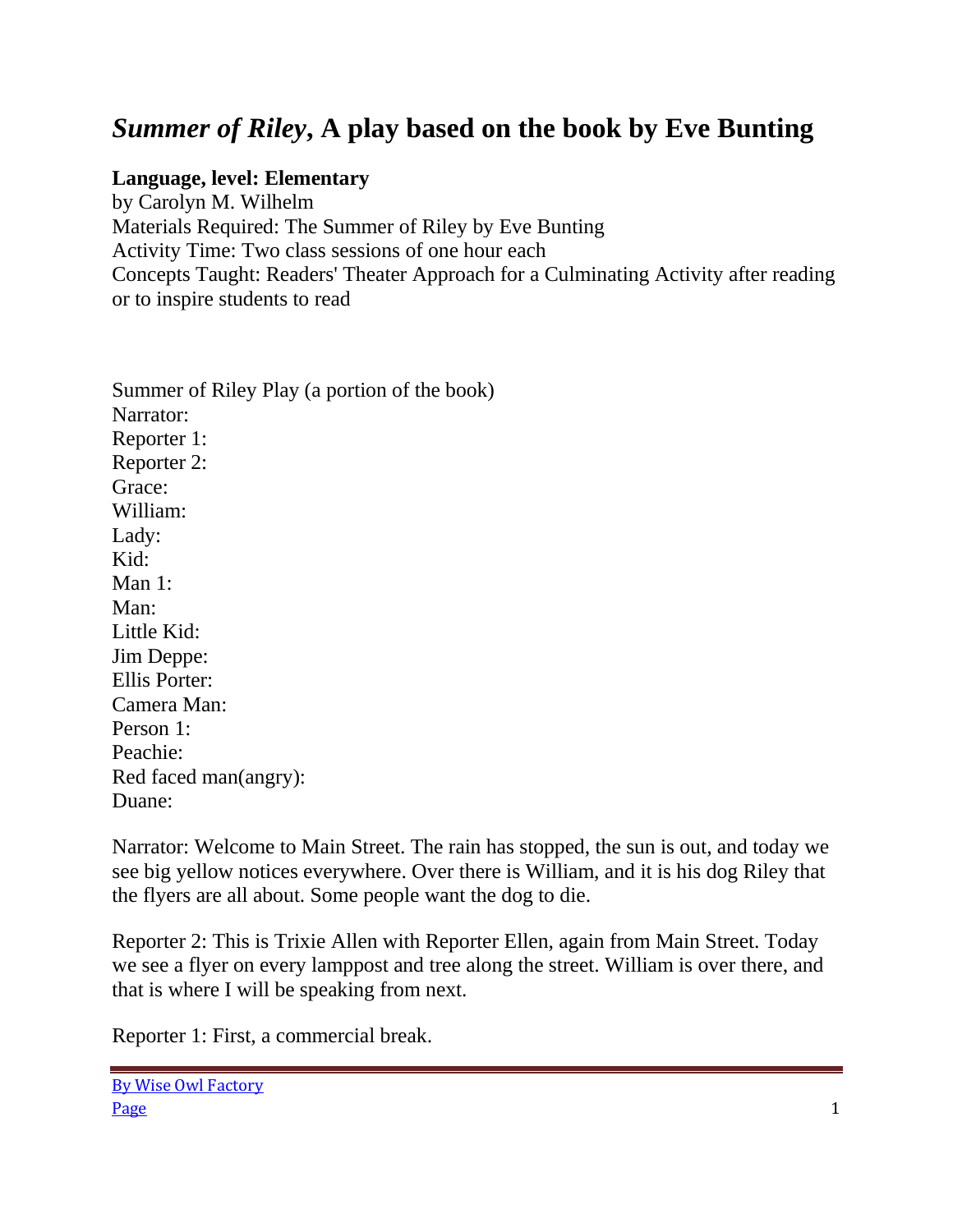# *Summer of Riley*, A play based on the book by Eve Bunting

**Language, level: Elementary**
by Carolyn M. Wilhelm
Materials Required: The Summer of Riley by Eve Bunting
Activity Time: Two class sessions of one hour each
Concepts Taught: Readers' Theater Approach for a Culminating Activity after reading or to inspire students to read

Summer of Riley Play (a portion of the book)
Narrator:
Reporter 1:
Reporter 2:
Grace:
William:
Lady:
Kid:
Man 1:
Man:
Little Kid:
Jim Deppe:
Ellis Porter:
Camera Man:
Person 1:
Peachie:
Red faced man(angry):
Duane:

Narrator: Welcome to Main Street. The rain has stopped, the sun is out, and today we see big yellow notices everywhere. Over there is William, and it is his dog Riley that the flyers are all about. Some people want the dog to die.

Reporter 2: This is Trixie Allen with Reporter Ellen, again from Main Street. Today we see a flyer on every lamppost and tree along the street. William is over there, and that is where I will be speaking from next.

Reporter 1: First, a commercial break.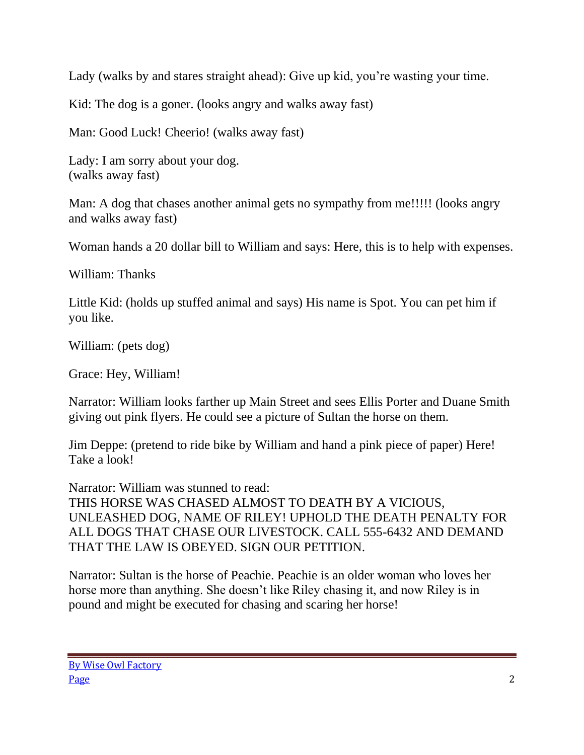Lady (walks by and stares straight ahead): Give up kid, you're wasting your time.

Kid: The dog is a goner. (looks angry and walks away fast)

Man: Good Luck! Cheerio! (walks away fast)

Lady: I am sorry about your dog.
(walks away fast)

Man: A dog that chases another animal gets no sympathy from me!!!!! (looks angry and walks away fast)

Woman hands a 20 dollar bill to William and says: Here, this is to help with expenses.

William: Thanks

Little Kid: (holds up stuffed animal and says) His name is Spot. You can pet him if you like.

William: (pets dog)

Grace: Hey, William!

Narrator: William looks farther up Main Street and sees Ellis Porter and Duane Smith giving out pink flyers. He could see a picture of Sultan the horse on them.

Jim Deppe: (pretend to ride bike by William and hand a pink piece of paper) Here! Take a look!

Narrator: William was stunned to read:
THIS HORSE WAS CHASED ALMOST TO DEATH BY A VICIOUS, UNLEASHED DOG, NAME OF RILEY! UPHOLD THE DEATH PENALTY FOR ALL DOGS THAT CHASE OUR LIVESTOCK. CALL 555-6432 AND DEMAND THAT THE LAW IS OBEYED. SIGN OUR PETITION.

Narrator: Sultan is the horse of Peachie. Peachie is an older woman who loves her horse more than anything. She doesn't like Riley chasing it, and now Riley is in pound and might be executed for chasing and scaring her horse!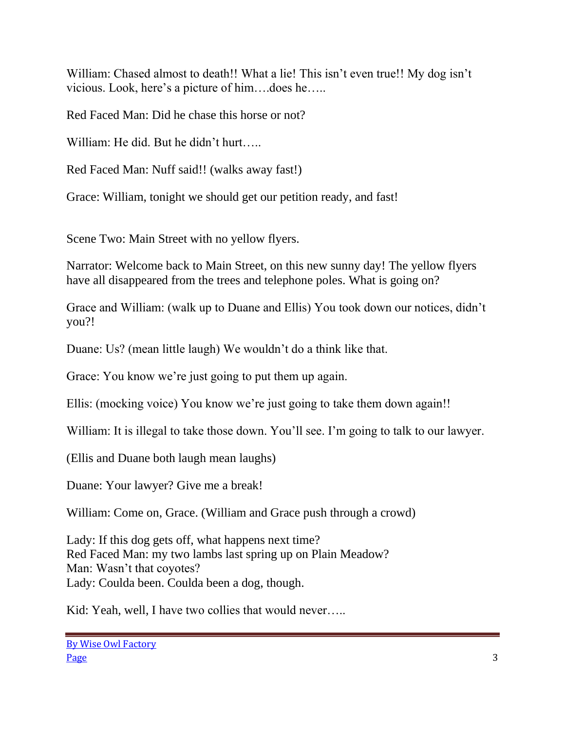William: Chased almost to death!! What a lie! This isn't even true!! My dog isn't vicious. Look, here's a picture of him….does he…..

Red Faced Man: Did he chase this horse or not?

William: He did. But he didn't hurt…..

Red Faced Man: Nuff said!! (walks away fast!)

Grace: William, tonight we should get our petition ready, and fast!

Scene Two: Main Street with no yellow flyers.

Narrator: Welcome back to Main Street, on this new sunny day! The yellow flyers have all disappeared from the trees and telephone poles. What is going on?

Grace and William: (walk up to Duane and Ellis) You took down our notices, didn't you?!

Duane: Us? (mean little laugh) We wouldn't do a think like that.

Grace: You know we're just going to put them up again.

Ellis: (mocking voice) You know we're just going to take them down again!!

William: It is illegal to take those down. You'll see. I'm going to talk to our lawyer.

(Ellis and Duane both laugh mean laughs)

Duane: Your lawyer? Give me a break!

William: Come on, Grace. (William and Grace push through a crowd)

Lady: If this dog gets off, what happens next time?
Red Faced Man: my two lambs last spring up on Plain Meadow?
Man: Wasn't that coyotes?
Lady: Coulda been. Coulda been a dog, though.

Kid: Yeah, well, I have two collies that would never…..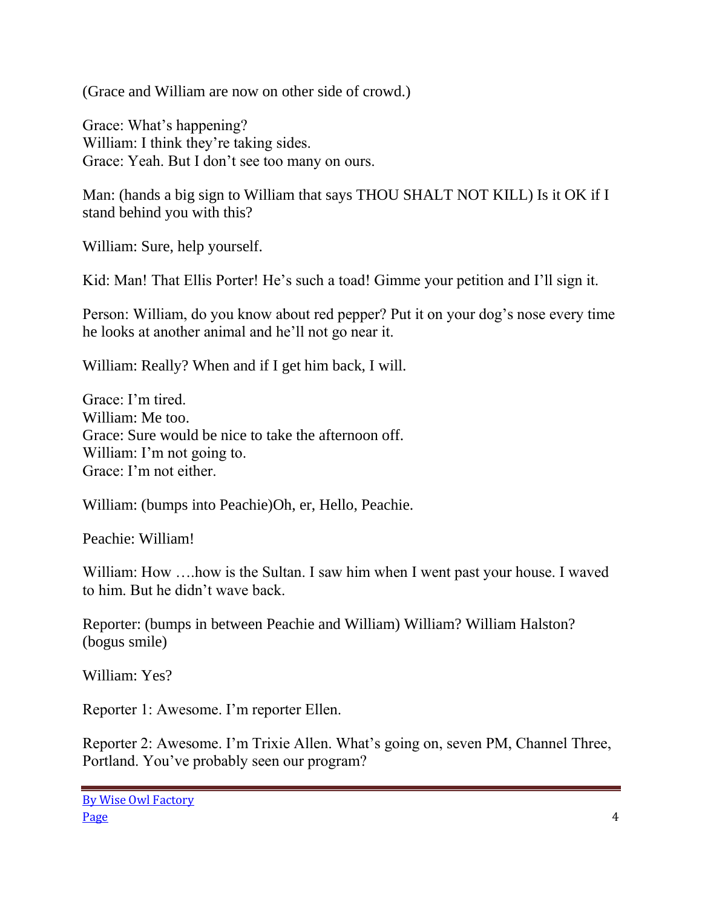(Grace and William are now on other side of crowd.)

Grace: What's happening?
William: I think they're taking sides.
Grace: Yeah. But I don't see too many on ours.

Man: (hands a big sign to William that says THOU SHALT NOT KILL) Is it OK if I stand behind you with this?

William: Sure, help yourself.

Kid: Man! That Ellis Porter! He's such a toad! Gimme your petition and I'll sign it.

Person: William, do you know about red pepper? Put it on your dog's nose every time he looks at another animal and he'll not go near it.

William: Really? When and if I get him back, I will.

Grace: I'm tired.
William: Me too.
Grace: Sure would be nice to take the afternoon off.
William: I'm not going to.
Grace: I'm not either.

William: (bumps into Peachie)Oh, er, Hello, Peachie.

Peachie: William!

William: How ….how is the Sultan. I saw him when I went past your house. I waved to him. But he didn't wave back.

Reporter: (bumps in between Peachie and William) William? William Halston? (bogus smile)

William: Yes?

Reporter 1: Awesome. I'm reporter Ellen.

Reporter 2: Awesome. I'm Trixie Allen. What's going on, seven PM, Channel Three, Portland. You've probably seen our program?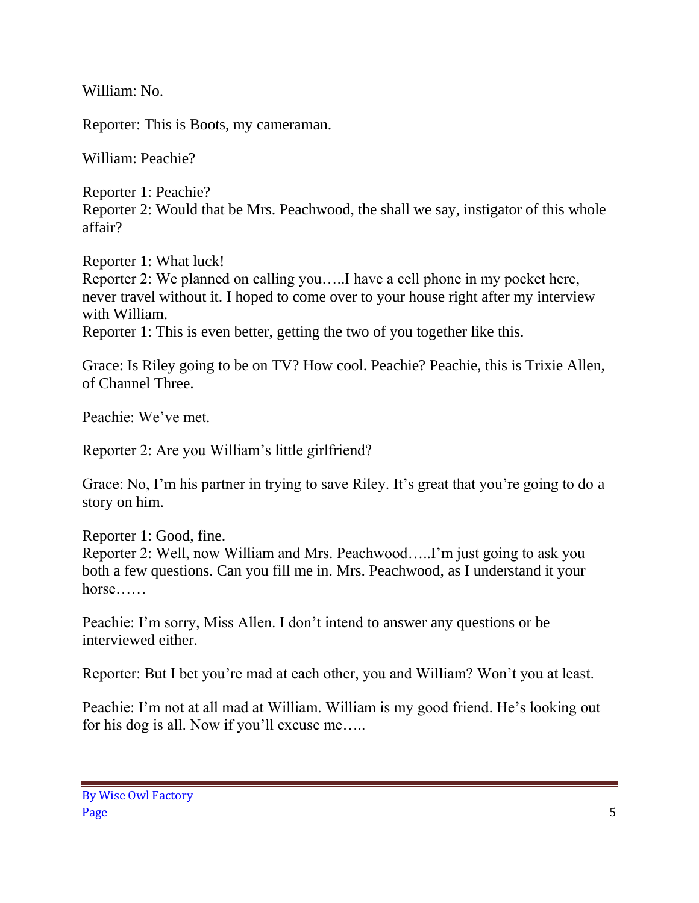William: No.

Reporter: This is Boots, my cameraman.

William: Peachie?

Reporter 1: Peachie?
Reporter 2: Would that be Mrs. Peachwood, the shall we say, instigator of this whole affair?

Reporter 1: What luck!
Reporter 2: We planned on calling you…..I have a cell phone in my pocket here, never travel without it. I hoped to come over to your house right after my interview with William.
Reporter 1: This is even better, getting the two of you together like this.

Grace: Is Riley going to be on TV? How cool. Peachie? Peachie, this is Trixie Allen, of Channel Three.

Peachie: We've met.

Reporter 2: Are you William's little girlfriend?

Grace: No, I'm his partner in trying to save Riley. It's great that you're going to do a story on him.

Reporter 1: Good, fine.
Reporter 2: Well, now William and Mrs. Peachwood…..I'm just going to ask you both a few questions. Can you fill me in. Mrs. Peachwood, as I understand it your horse……

Peachie: I'm sorry, Miss Allen. I don't intend to answer any questions or be interviewed either.

Reporter: But I bet you're mad at each other, you and William? Won't you at least.

Peachie: I'm not at all mad at William. William is my good friend. He's looking out for his dog is all. Now if you'll excuse me…..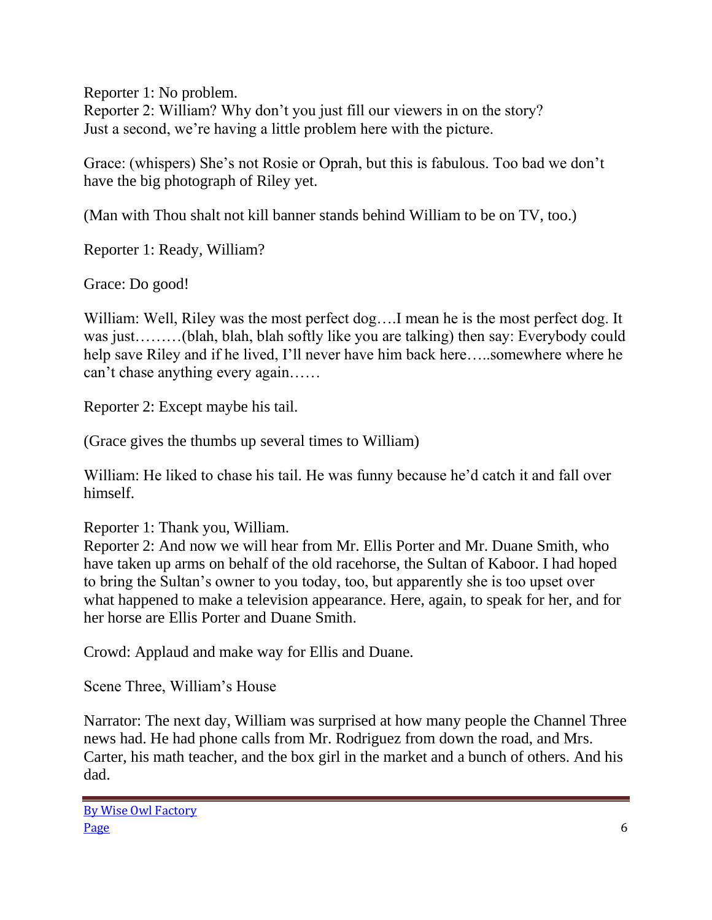Reporter 1: No problem.
Reporter 2: William? Why don't you just fill our viewers in on the story?
Just a second, we're having a little problem here with the picture.

Grace: (whispers) She's not Rosie or Oprah, but this is fabulous. Too bad we don't have the big photograph of Riley yet.

(Man with Thou shalt not kill banner stands behind William to be on TV, too.)

Reporter 1: Ready, William?

Grace: Do good!

William: Well, Riley was the most perfect dog….I mean he is the most perfect dog. It was just………(blah, blah, blah softly like you are talking) then say: Everybody could help save Riley and if he lived, I'll never have him back here…..somewhere where he can't chase anything every again……

Reporter 2: Except maybe his tail.

(Grace gives the thumbs up several times to William)

William: He liked to chase his tail. He was funny because he'd catch it and fall over himself.

Reporter 1: Thank you, William.
Reporter 2: And now we will hear from Mr. Ellis Porter and Mr. Duane Smith, who have taken up arms on behalf of the old racehorse, the Sultan of Kaboor. I had hoped to bring the Sultan's owner to you today, too, but apparently she is too upset over what happened to make a television appearance. Here, again, to speak for her, and for her horse are Ellis Porter and Duane Smith.

Crowd: Applaud and make way for Ellis and Duane.

Scene Three, William's House

Narrator: The next day, William was surprised at how many people the Channel Three news had. He had phone calls from Mr. Rodriguez from down the road, and Mrs. Carter, his math teacher, and the box girl in the market and a bunch of others. And his dad.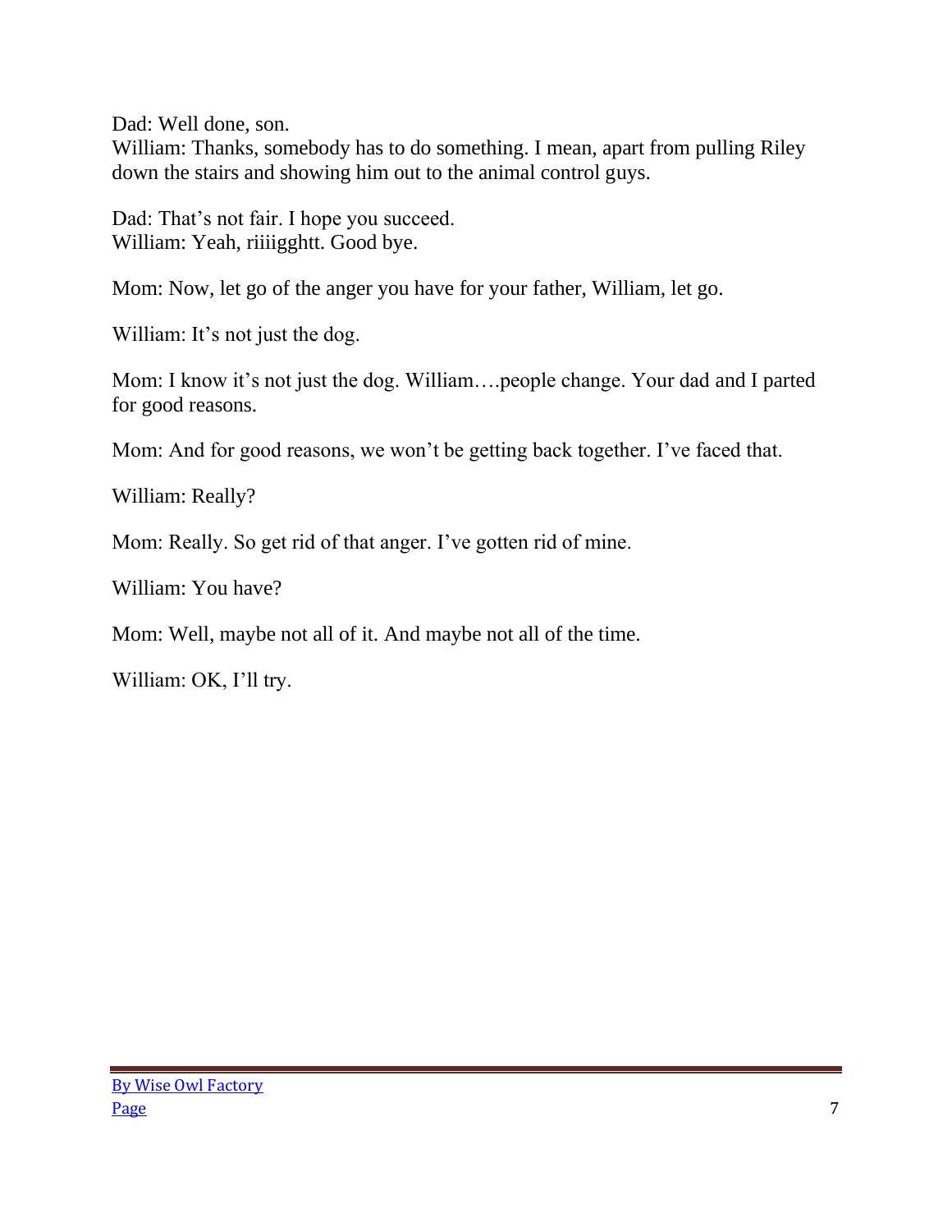Dad: Well done, son.
William: Thanks, somebody has to do something. I mean, apart from pulling Riley down the stairs and showing him out to the animal control guys.

Dad: That's not fair. I hope you succeed.
William: Yeah, riiiigghtt. Good bye.

Mom: Now, let go of the anger you have for your father, William, let go.

William: It's not just the dog.

Mom: I know it's not just the dog. William….people change. Your dad and I parted for good reasons.

Mom: And for good reasons, we won't be getting back together. I've faced that.

William: Really?

Mom: Really. So get rid of that anger. I've gotten rid of mine.

William: You have?

Mom: Well, maybe not all of it. And maybe not all of the time.

William: OK, I'll try.